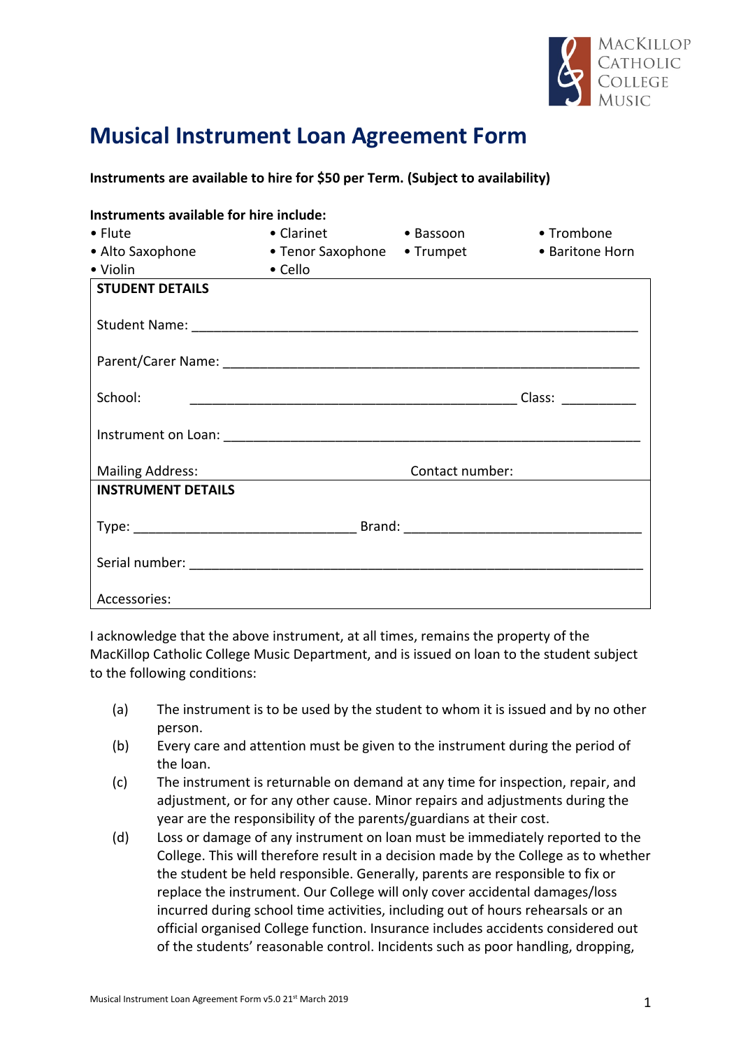MacKillop Catholic College Music

# Musical Instrument Loan Agreement Form

**Instruments are available to hire for $50 per Term. (Subject to availability)**

**Instruments available for hire include:**

- Flute
- Clarinet
- Bassoon
- Trombone
- Alto Saxophone
- Tenor Saxophone
- Trumpet
- Baritone Horn
- Violin
- Cello

**STUDENT DETAILS**

Student Name: ____________________________________________________________

Parent/Carer Name: ________________________________________________________

School: ____________________________________________ Class: __________

Instrument on Loan: ________________________________________________________

Mailing Address: Contact number:

**INSTRUMENT DETAILS**

Type: ______________________________ Brand: ________________________________

Serial number: _____________________________________________________________

Accessories:

I acknowledge that the above instrument, at all times, remains the property of the MacKillop Catholic College Music Department, and is issued on loan to the student subject to the following conditions:

(a) The instrument is to be used by the student to whom it is issued and by no other person.

(b) Every care and attention must be given to the instrument during the period of the loan.

(c) The instrument is returnable on demand at any time for inspection, repair, and adjustment, or for any other cause. Minor repairs and adjustments during the year are the responsibility of the parents/guardians at their cost.

(d) Loss or damage of any instrument on loan must be immediately reported to the College. This will therefore result in a decision made by the College as to whether the student be held responsible. Generally, parents are responsible to fix or replace the instrument. Our College will only cover accidental damages/loss incurred during school time activities, including out of hours rehearsals or an official organised College function. Insurance includes accidents considered out of the students' reasonable control. Incidents such as poor handling, dropping,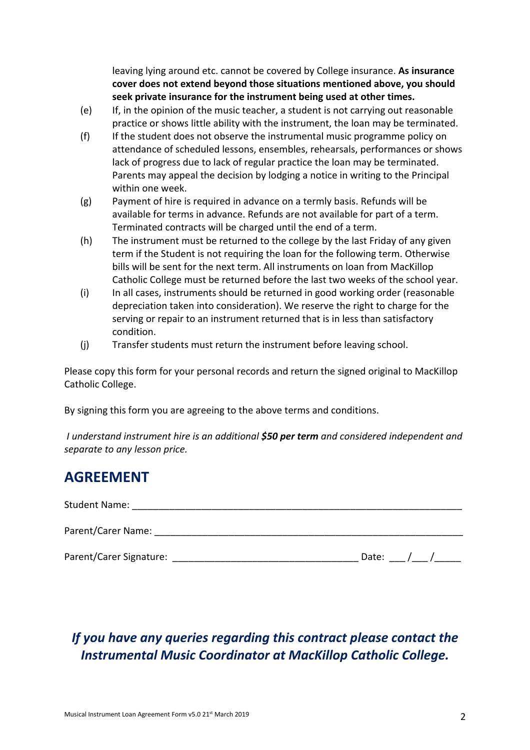leaving lying around etc. cannot be covered by College insurance. **As insurance cover does not extend beyond those situations mentioned above, you should seek private insurance for the instrument being used at other times.**

(e) If, in the opinion of the music teacher, a student is not carrying out reasonable practice or shows little ability with the instrument, the loan may be terminated.

(f) If the student does not observe the instrumental music programme policy on attendance of scheduled lessons, ensembles, rehearsals, performances or shows lack of progress due to lack of regular practice the loan may be terminated. Parents may appeal the decision by lodging a notice in writing to the Principal within one week.

(g) Payment of hire is required in advance on a termly basis. Refunds will be available for terms in advance. Refunds are not available for part of a term. Terminated contracts will be charged until the end of a term.

(h) The instrument must be returned to the college by the last Friday of any given term if the Student is not requiring the loan for the following term. Otherwise bills will be sent for the next term. All instruments on loan from MacKillop Catholic College must be returned before the last two weeks of the school year.

(i) In all cases, instruments should be returned in good working order (reasonable depreciation taken into consideration). We reserve the right to charge for the serving or repair to an instrument returned that is in less than satisfactory condition.

(j) Transfer students must return the instrument before leaving school.

Please copy this form for your personal records and return the signed original to MacKillop Catholic College.

By signing this form you are agreeing to the above terms and conditions.

*I understand instrument hire is an additional **$50 per term** and considered independent and separate to any lesson price.*

## AGREEMENT

Student Name: ______________________________________________________________

Parent/Carer Name: __________________________________________________________

Parent/Carer Signature: __________________________________ Date: ___ /___ /_____

***If you have any queries regarding this contract please contact the Instrumental Music Coordinator at MacKillop Catholic College.***

Musical Instrument Loan Agreement Form v5.0 21st March 2019